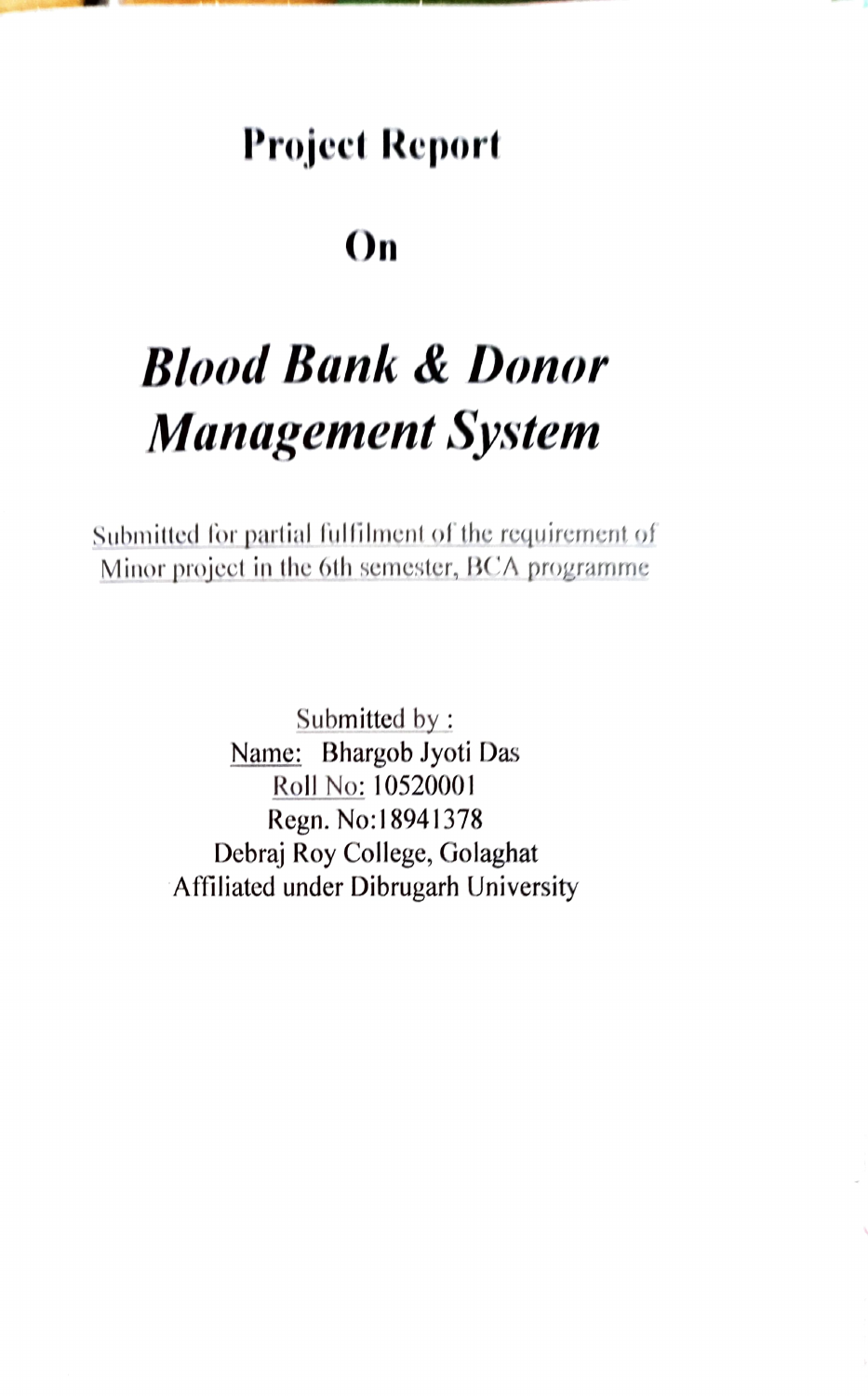# Project Report

# On

# *Blood Bank & Donor Management System*

Submitted for partial fulfilment of the requirement of Minor project in the 6th semester, BCA programme

Submitted by :
Name: Bhargob Jyoti Das
Roll No: 10520001
Regn. No:18941378
Debraj Roy College, Golaghat
Affiliated under Dibrugarh University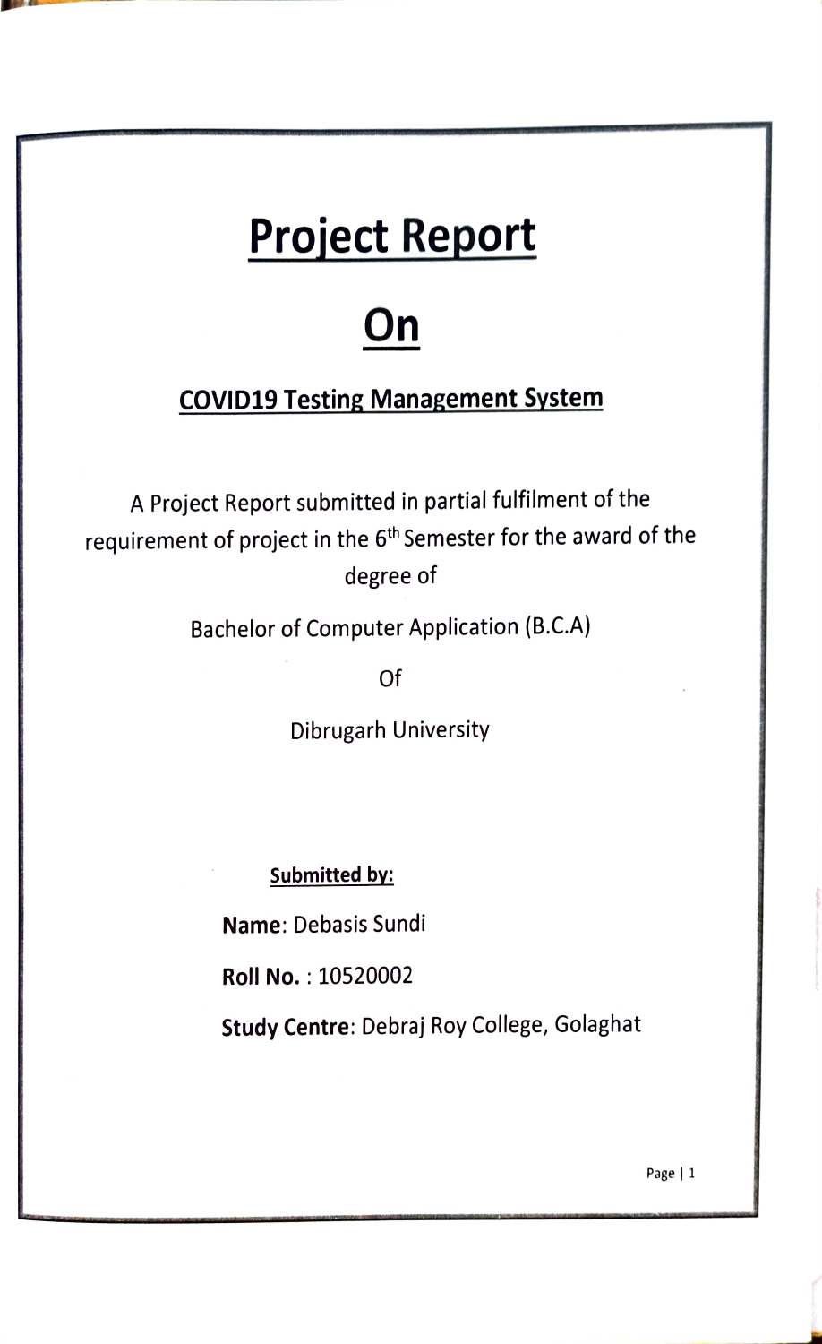# Project Report

# On

## COVID19 Testing Management System

A Project Report submitted in partial fulfilment of the requirement of project in the 6th Semester for the award of the degree of

Bachelor of Computer Application (B.C.A)

Of

Dibrugarh University

**Submitted by:**

**Name**: Debasis Sundi

**Roll No.** : 10520002

**Study Centre**: Debraj Roy College, Golaghat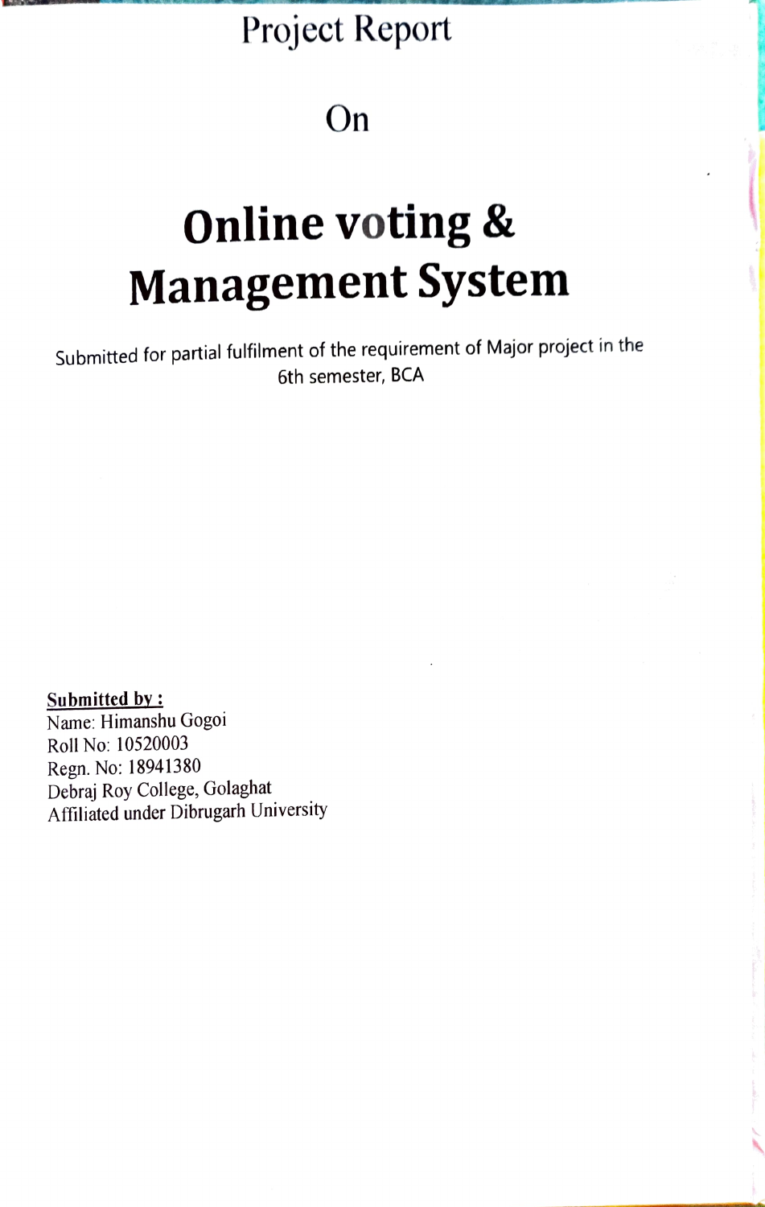Project Report

On

# Online voting & Management System

Submitted for partial fulfilment of the requirement of Major project in the 6th semester, BCA

**Submitted by :**

Name: Himanshu Gogoi
Roll No: 10520003
Regn. No: 18941380
Debraj Roy College, Golaghat
Affiliated under Dibrugarh University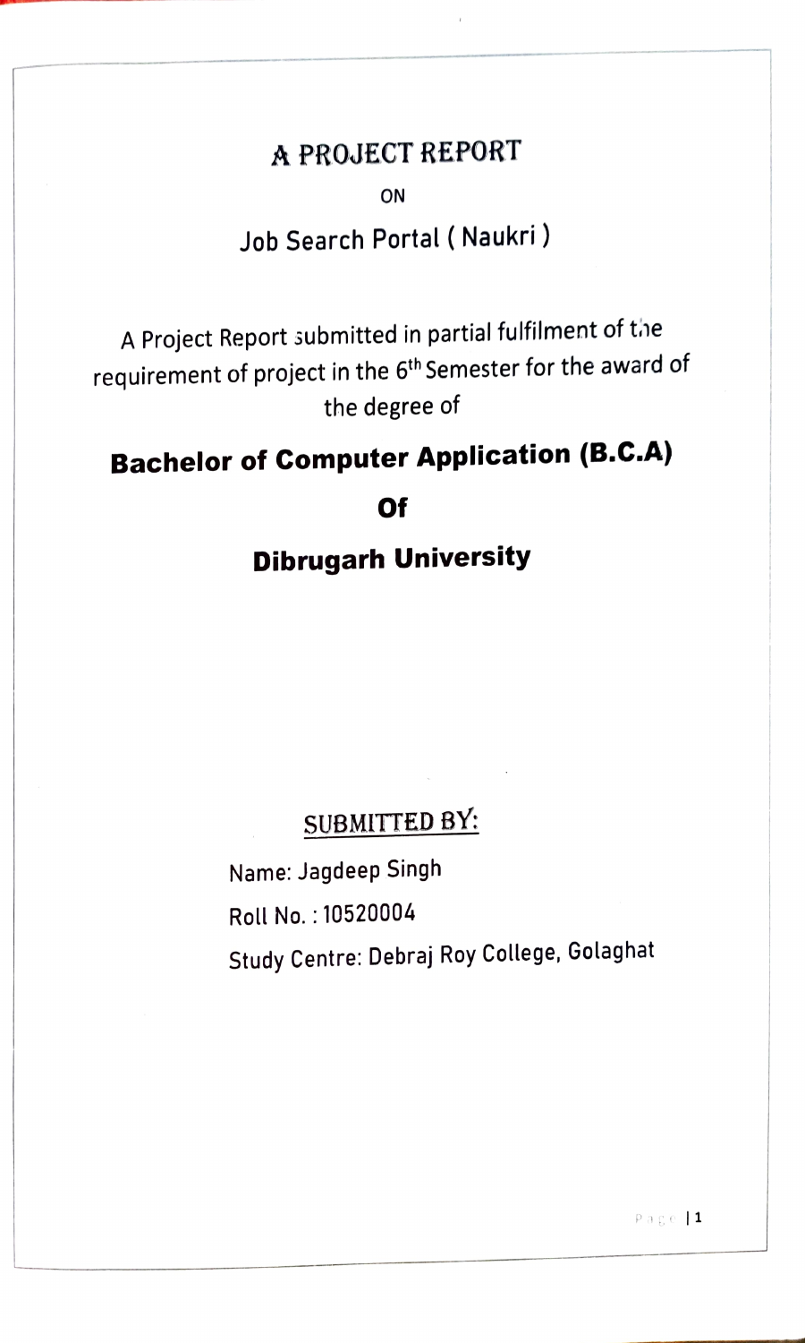# A PROJECT REPORT

ON

## Job Search Portal ( Naukri )

A Project Report submitted in partial fulfilment of the requirement of project in the 6th Semester for the award of the degree of

**Bachelor of Computer Application (B.C.A)**

**Of**

**Dibrugarh University**

SUBMITTED BY:

Name: Jagdeep Singh

Roll No. : 10520004

Study Centre: Debraj Roy College, Golaghat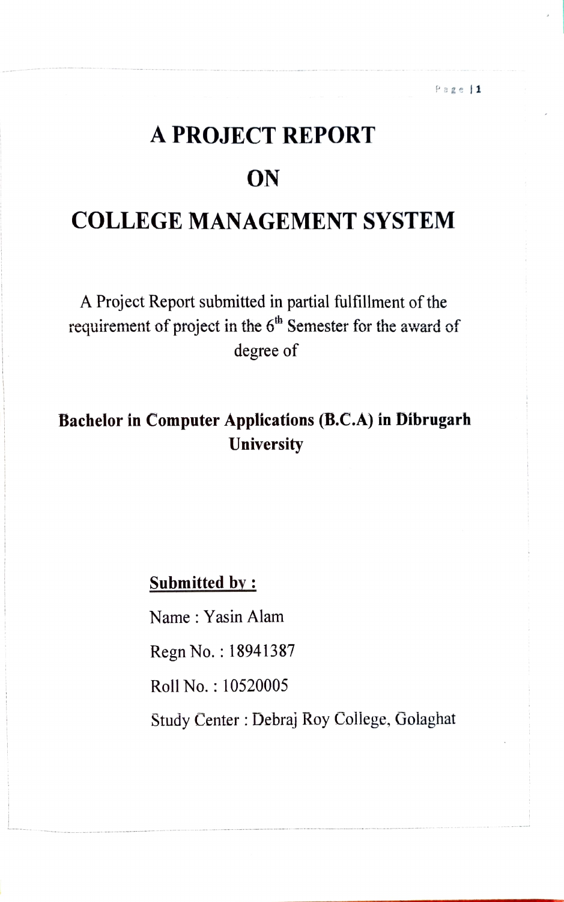# A PROJECT REPORT

# ON

# COLLEGE MANAGEMENT SYSTEM

A Project Report submitted in partial fulfillment of the requirement of project in the 6$^{th}$ Semester for the award of degree of

**Bachelor in Computer Applications (B.C.A) in Dibrugarh University**

**Submitted by :**

Name : Yasin Alam

Regn No. : 18941387

Roll No. : 10520005

Study Center : Debraj Roy College, Golaghat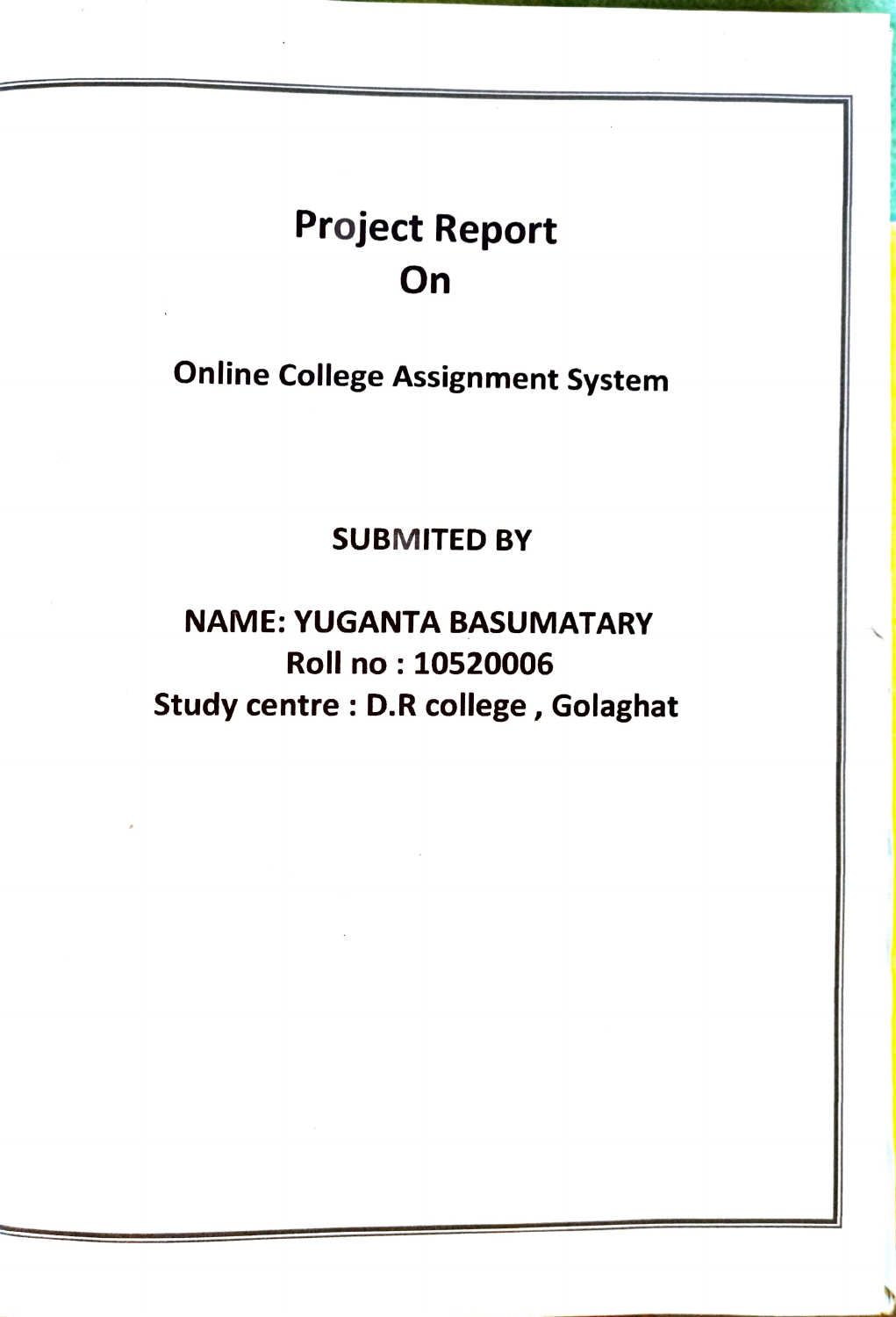# Project Report
# On

## Online College Assignment System

**SUBMITED BY**

**NAME: YUGANTA BASUMATARY**
**Roll no : 10520006**
**Study centre : D.R college , Golaghat**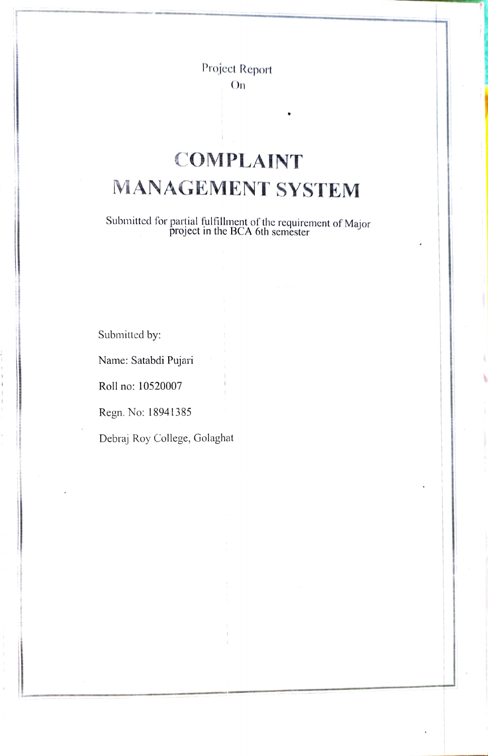Project Report

On

# COMPLAINT MANAGEMENT SYSTEM

Submitted for partial fulfillment of the requirement of Major project in the BCA 6th semester

Submitted by:

Name: Satabdi Pujari

Roll no: 10520007

Regn. No: 18941385

Debraj Roy College, Golaghat